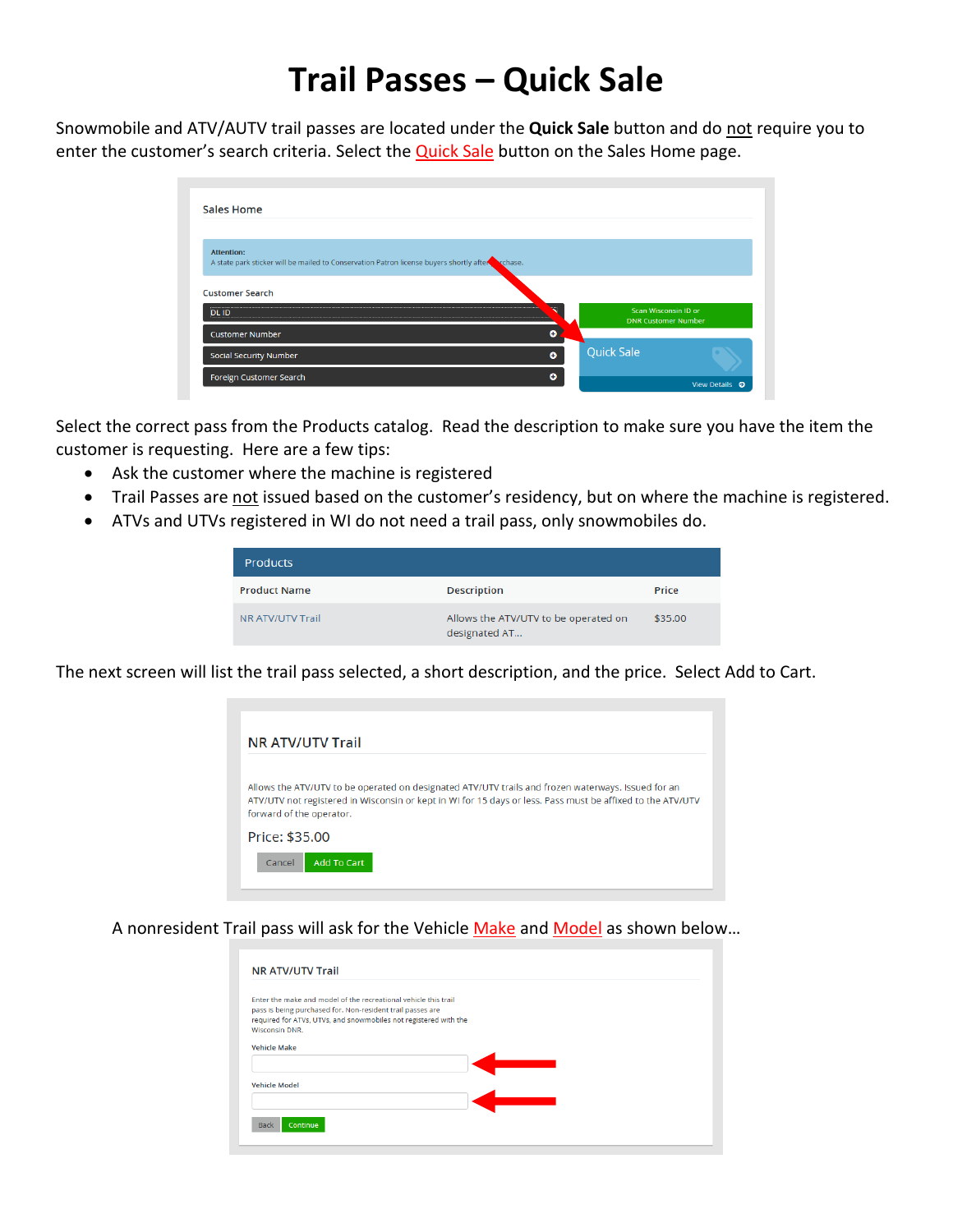# Trail Passes – Quick Sale

Snowmobile and ATV/AUTV trail passes are located under the **Quick Sale** button and do not require you to enter the customer's search criteria. Select the Quick Sale button on the Sales Home page.

Select the correct pass from the Products catalog. Read the description to make sure you have the item the customer is requesting. Here are a few tips:

- Ask the customer where the machine is registered
- Trail Passes are not issued based on the customer's residency, but on where the machine is registered.
- ATVs and UTVs registered in WI do not need a trail pass, only snowmobiles do.

The next screen will list the trail pass selected, a short description, and the price. Select Add to Cart.

A nonresident Trail pass will ask for the Vehicle Make and Model as shown below…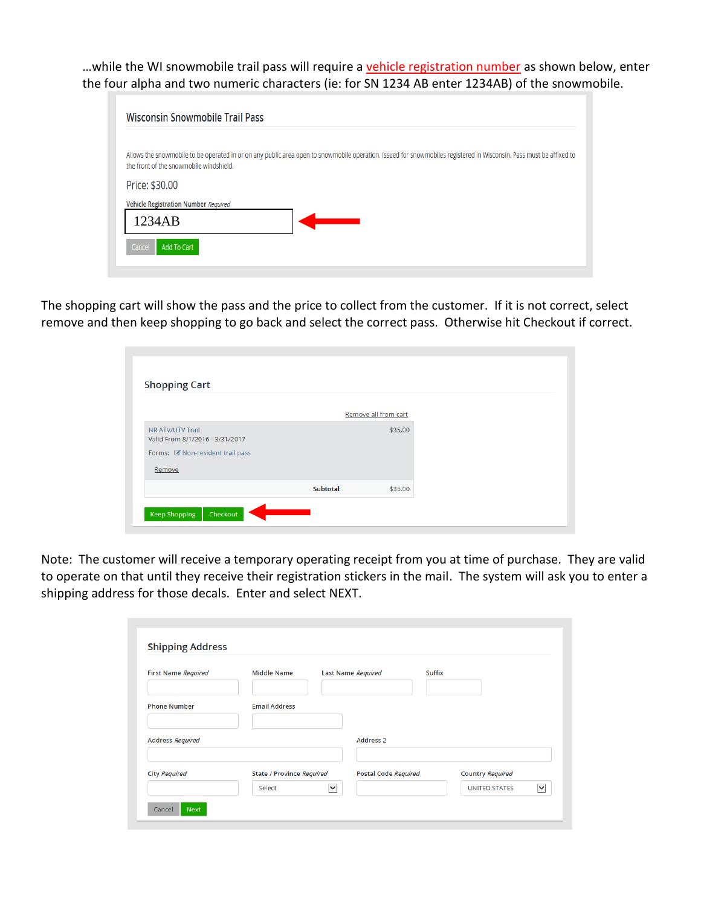…while the WI snowmobile trail pass will require a vehicle registration number as shown below, enter the four alpha and two numeric characters (ie: for SN 1234 AB enter 1234AB) of the snowmobile.

Wisconsin Snowmobile Trail Pass

Allows the snowmobile to be operated in or on any public area open to snowmobile operation. Issued for snowmobiles registered in Wisconsin. Pass must be affixed to the front of the snowmobile windshield.

Price: $30.00

Vehicle Registration Number *Required*

1234AB

Cancel Add To Cart

The shopping cart will show the pass and the price to collect from the customer. If it is not correct, select remove and then keep shopping to go back and select the correct pass. Otherwise hit Checkout if correct.

Shopping Cart

Remove all from cart

NR ATV/UTV Trail $35.00
Valid From 8/1/2016 - 3/31/2017
Forms: Non-resident trail pass
Remove

Subtotal: $35.00

Keep Shopping Checkout

Note: The customer will receive a temporary operating receipt from you at time of purchase. They are valid to operate on that until they receive their registration stickers in the mail. The system will ask you to enter a shipping address for those decals. Enter and select NEXT.

Shipping Address

First Name *Required* Middle Name Last Name *Required* Suffix

Phone Number Email Address

Address *Required* Address 2

City *Required* State / Province *Required* Postal Code *Required* Country *Required*

Select UNITED STATES

Cancel Next